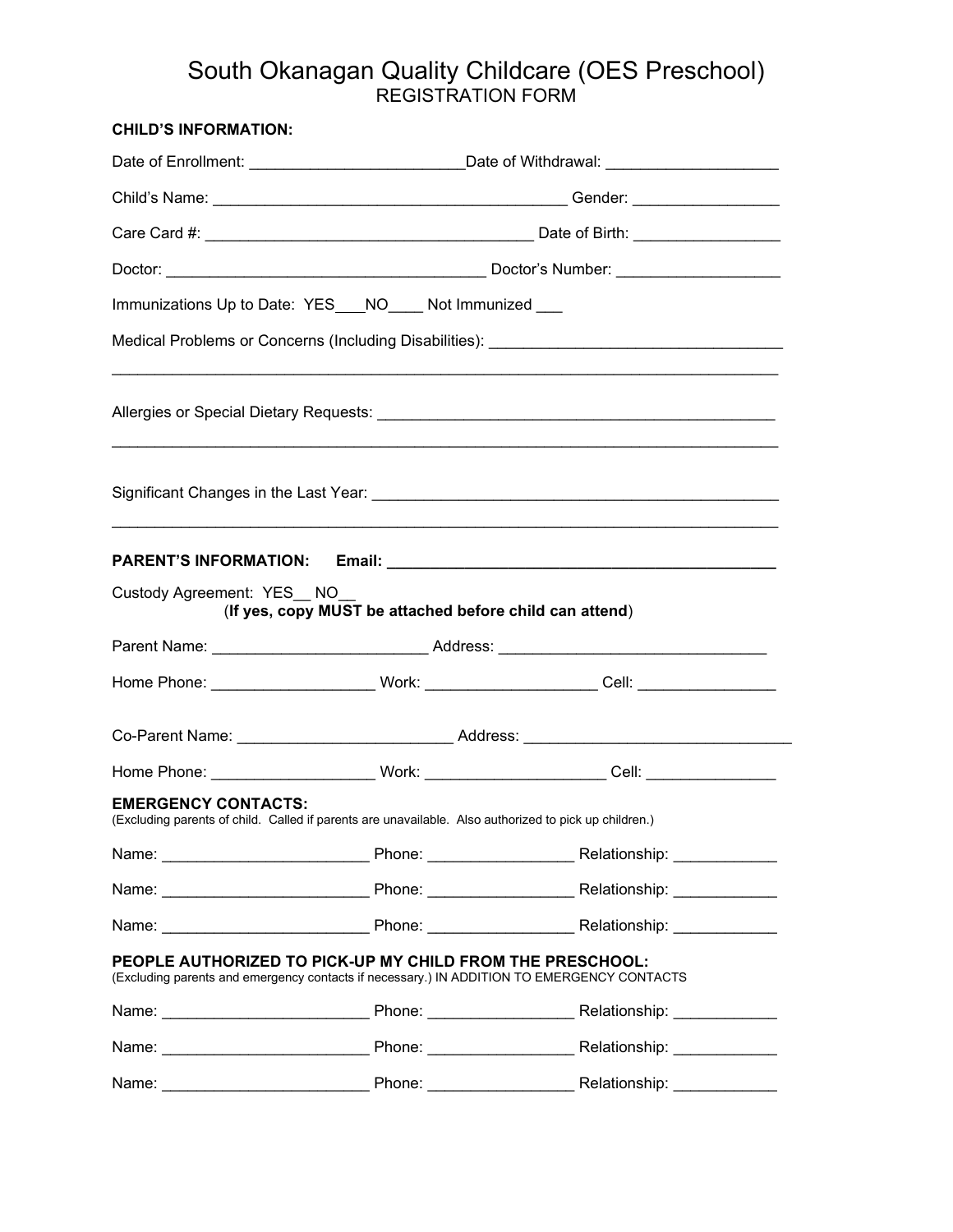# South Okanagan Quality Childcare (OES Preschool)

## REGISTRATION FORM

**CHILD'S INFORMATION:**

Date of Enrollment: ________________________Date of Withdrawal: ___________________

Child's Name: ________________________________________ Gender: ________________

Care Card #: ______________________________________ Date of Birth: ________________

Doctor: ___________________________________ Doctor's Number: __________________

Immunizations Up to Date: YES___NO____ Not Immunized ___

Medical Problems or Concerns (Including Disabilities): _________________________________

_____________________________________________________________________________

Allergies or Special Dietary Requests: _____________________________________________

_____________________________________________________________________________

Significant Changes in the Last Year: _______________________________________________

_____________________________________________________________________________

**PARENT'S INFORMATION: Email: ____________________________________________**

Custody Agreement: YES__ NO__
(**If yes, copy MUST be attached before child can attend**)

Parent Name: ________________________ Address: ______________________________

Home Phone: __________________ Work: ___________________ Cell: _______________

Co-Parent Name: ________________________ Address: ______________________________

Home Phone: __________________ Work: ____________________ Cell: ______________

**EMERGENCY CONTACTS:**
(Excluding parents of child. Called if parents are unavailable. Also authorized to pick up children.)

Name: _______________________ Phone: ________________ Relationship: ___________

Name: _______________________ Phone: ________________ Relationship: ___________

Name: _______________________ Phone: ________________ Relationship: ___________

**PEOPLE AUTHORIZED TO PICK-UP MY CHILD FROM THE PRESCHOOL:**
(Excluding parents and emergency contacts if necessary.) IN ADDITION TO EMERGENCY CONTACTS

Name: _______________________ Phone: ________________ Relationship: ___________

Name: _______________________ Phone: ________________ Relationship: ___________

Name: _______________________ Phone: ________________ Relationship: ___________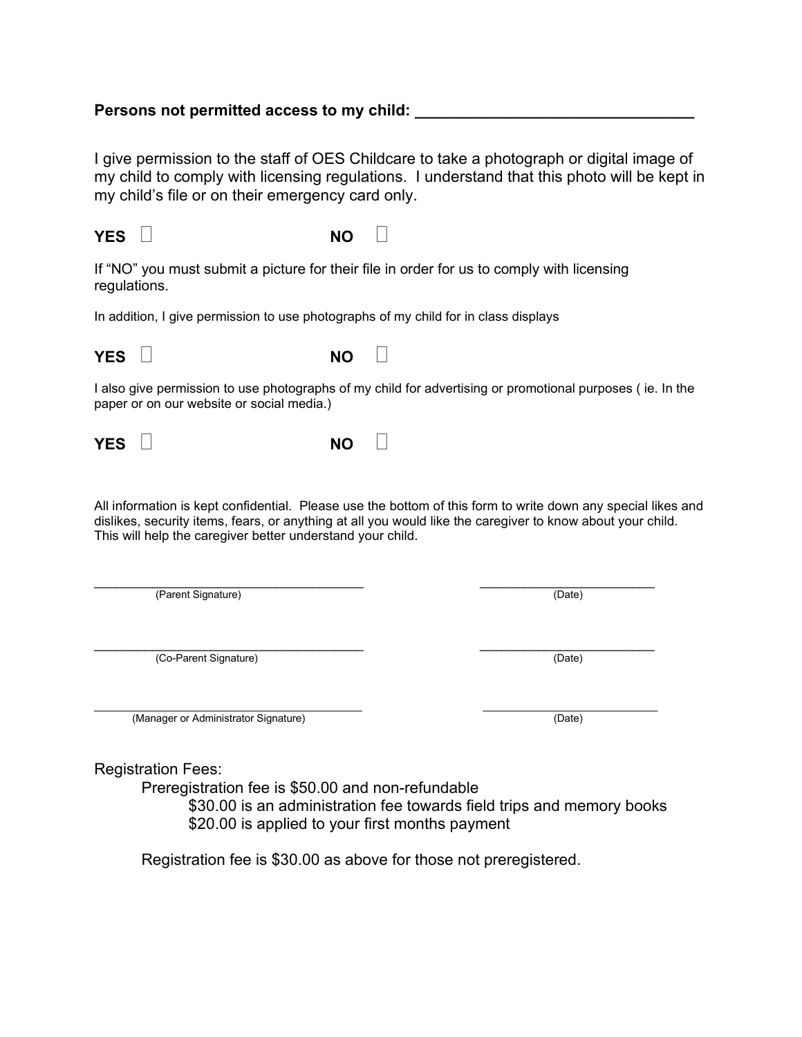**Persons not permitted access to my child: ______________________________**

I give permission to the staff of OES Childcare to take a photograph or digital image of my child to comply with licensing regulations. I understand that this photo will be kept in my child's file or on their emergency card only.

**YES** ☐ **NO** ☐

If "NO" you must submit a picture for their file in order for us to comply with licensing regulations.

In addition, I give permission to use photographs of my child for in class displays

**YES** ☐ **NO** ☐

I also give permission to use photographs of my child for advertising or promotional purposes ( ie. In the paper or on our website or social media.)

**YES** ☐ **NO** ☐

All information is kept confidential. Please use the bottom of this form to write down any special likes and dislikes, security items, fears, or anything at all you would like the caregiver to know about your child. This will help the caregiver better understand your child.

______________________________ (Parent Signature) ____________________ (Date)

______________________________ (Co-Parent Signature) ____________________ (Date)

______________________________ (Manager or Administrator Signature) ____________________ (Date)

Registration Fees:

- Preregistration fee is $50.00 and non-refundable
  - $30.00 is an administration fee towards field trips and memory books
  - $20.00 is applied to your first months payment

Registration fee is $30.00 as above for those not preregistered.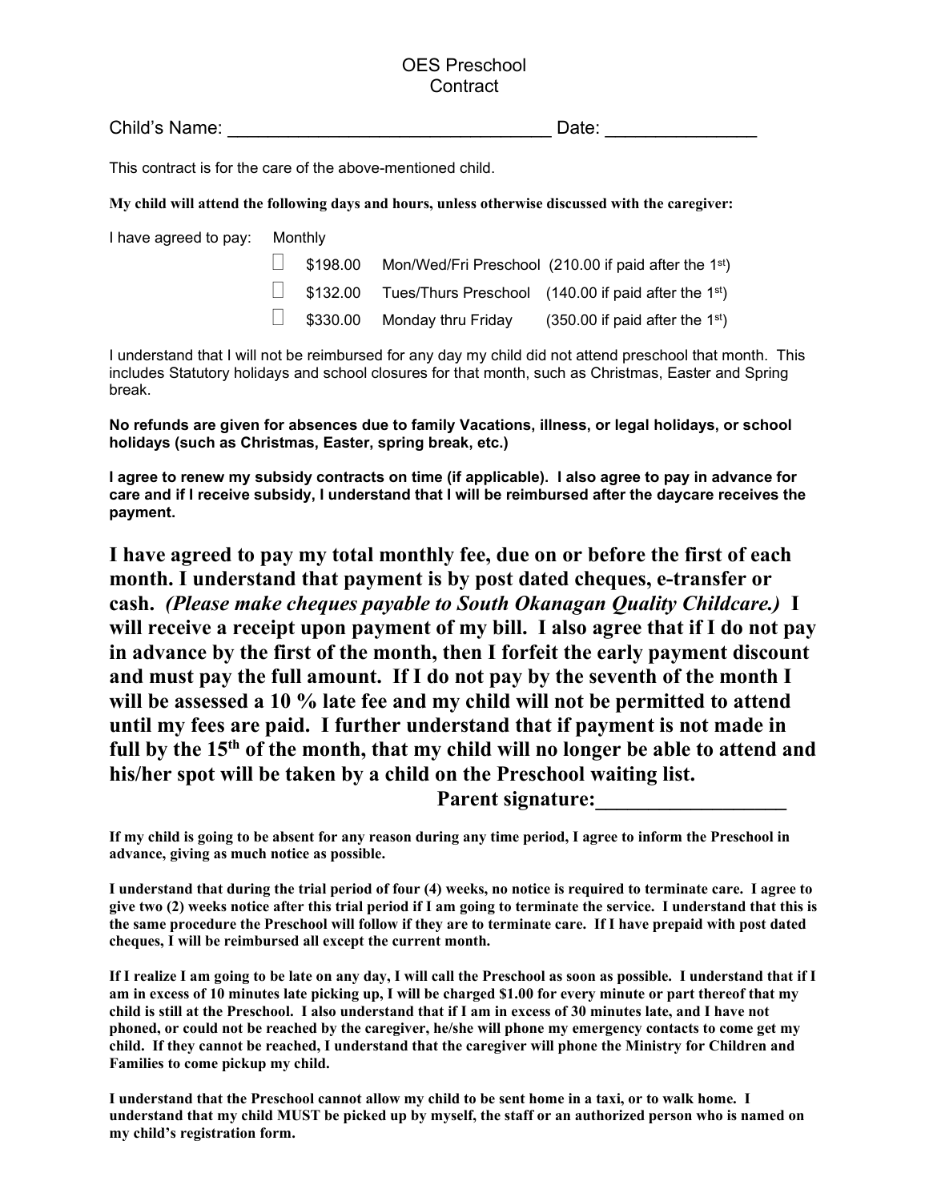# OES Preschool
## Contract

Child's Name: ________________________________ Date: ______________

This contract is for the care of the above-mentioned child.

**My child will attend the following days and hours, unless otherwise discussed with the caregiver:**

I have agreed to pay: Monthly

- ☐ $198.00 Mon/Wed/Fri Preschool (210.00 if paid after the 1st)
- ☐ $132.00 Tues/Thurs Preschool (140.00 if paid after the 1st)
- ☐ $330.00 Monday thru Friday (350.00 if paid after the 1st)

I understand that I will not be reimbursed for any day my child did not attend preschool that month. This includes Statutory holidays and school closures for that month, such as Christmas, Easter and Spring break.

**No refunds are given for absences due to family Vacations, illness, or legal holidays, or school holidays (such as Christmas, Easter, spring break, etc.)**

**I agree to renew my subsidy contracts on time (if applicable). I also agree to pay in advance for care and if I receive subsidy, I understand that I will be reimbursed after the daycare receives the payment.**

**I have agreed to pay my total monthly fee, due on or before the first of each month. I understand that payment is by post dated cheques, e-transfer or cash. *(Please make cheques payable to South Okanagan Quality Childcare.)* I will receive a receipt upon payment of my bill. I also agree that if I do not pay in advance by the first of the month, then I forfeit the early payment discount and must pay the full amount. If I do not pay by the seventh of the month I will be assessed a 10 % late fee and my child will not be permitted to attend until my fees are paid. I further understand that if payment is not made in full by the 15th of the month, that my child will no longer be able to attend and his/her spot will be taken by a child on the Preschool waiting list.**

**Parent signature:__________________**

**If my child is going to be absent for any reason during any time period, I agree to inform the Preschool in advance, giving as much notice as possible.**

**I understand that during the trial period of four (4) weeks, no notice is required to terminate care. I agree to give two (2) weeks notice after this trial period if I am going to terminate the service. I understand that this is the same procedure the Preschool will follow if they are to terminate care. If I have prepaid with post dated cheques, I will be reimbursed all except the current month.**

**If I realize I am going to be late on any day, I will call the Preschool as soon as possible. I understand that if I am in excess of 10 minutes late picking up, I will be charged $1.00 for every minute or part thereof that my child is still at the Preschool. I also understand that if I am in excess of 30 minutes late, and I have not phoned, or could not be reached by the caregiver, he/she will phone my emergency contacts to come get my child. If they cannot be reached, I understand that the caregiver will phone the Ministry for Children and Families to come pickup my child.**

**I understand that the Preschool cannot allow my child to be sent home in a taxi, or to walk home. I understand that my child MUST be picked up by myself, the staff or an authorized person who is named on my child's registration form.**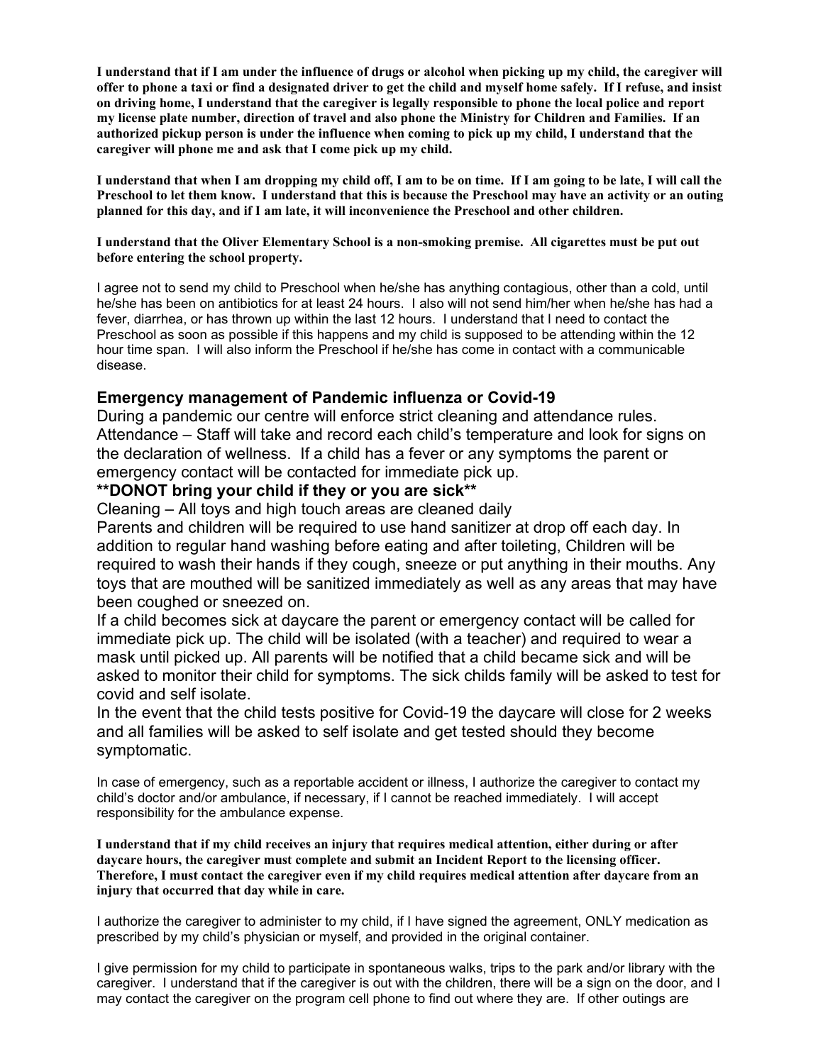**I understand that if I am under the influence of drugs or alcohol when picking up my child, the caregiver will offer to phone a taxi or find a designated driver to get the child and myself home safely. If I refuse, and insist on driving home, I understand that the caregiver is legally responsible to phone the local police and report my license plate number, direction of travel and also phone the Ministry for Children and Families. If an authorized pickup person is under the influence when coming to pick up my child, I understand that the caregiver will phone me and ask that I come pick up my child.**

**I understand that when I am dropping my child off, I am to be on time. If I am going to be late, I will call the Preschool to let them know. I understand that this is because the Preschool may have an activity or an outing planned for this day, and if I am late, it will inconvenience the Preschool and other children.**

**I understand that the Oliver Elementary School is a non-smoking premise. All cigarettes must be put out before entering the school property.**

I agree not to send my child to Preschool when he/she has anything contagious, other than a cold, until he/she has been on antibiotics for at least 24 hours. I also will not send him/her when he/she has had a fever, diarrhea, or has thrown up within the last 12 hours. I understand that I need to contact the Preschool as soon as possible if this happens and my child is supposed to be attending within the 12 hour time span. I will also inform the Preschool if he/she has come in contact with a communicable disease.

### Emergency management of Pandemic influenza or Covid-19

During a pandemic our centre will enforce strict cleaning and attendance rules.
Attendance – Staff will take and record each child's temperature and look for signs on the declaration of wellness. If a child has a fever or any symptoms the parent or emergency contact will be contacted for immediate pick up.

**\*\*DONOT bring your child if they or you are sick\*\***

Cleaning – All toys and high touch areas are cleaned daily
Parents and children will be required to use hand sanitizer at drop off each day. In addition to regular hand washing before eating and after toileting, Children will be required to wash their hands if they cough, sneeze or put anything in their mouths. Any toys that are mouthed will be sanitized immediately as well as any areas that may have been coughed or sneezed on.
If a child becomes sick at daycare the parent or emergency contact will be called for immediate pick up. The child will be isolated (with a teacher) and required to wear a mask until picked up. All parents will be notified that a child became sick and will be asked to monitor their child for symptoms. The sick childs family will be asked to test for covid and self isolate.
In the event that the child tests positive for Covid-19 the daycare will close for 2 weeks and all families will be asked to self isolate and get tested should they become symptomatic.

In case of emergency, such as a reportable accident or illness, I authorize the caregiver to contact my child's doctor and/or ambulance, if necessary, if I cannot be reached immediately. I will accept responsibility for the ambulance expense.

**I understand that if my child receives an injury that requires medical attention, either during or after daycare hours, the caregiver must complete and submit an Incident Report to the licensing officer. Therefore, I must contact the caregiver even if my child requires medical attention after daycare from an injury that occurred that day while in care.**

I authorize the caregiver to administer to my child, if I have signed the agreement, ONLY medication as prescribed by my child's physician or myself, and provided in the original container.

I give permission for my child to participate in spontaneous walks, trips to the park and/or library with the caregiver. I understand that if the caregiver is out with the children, there will be a sign on the door, and I may contact the caregiver on the program cell phone to find out where they are. If other outings are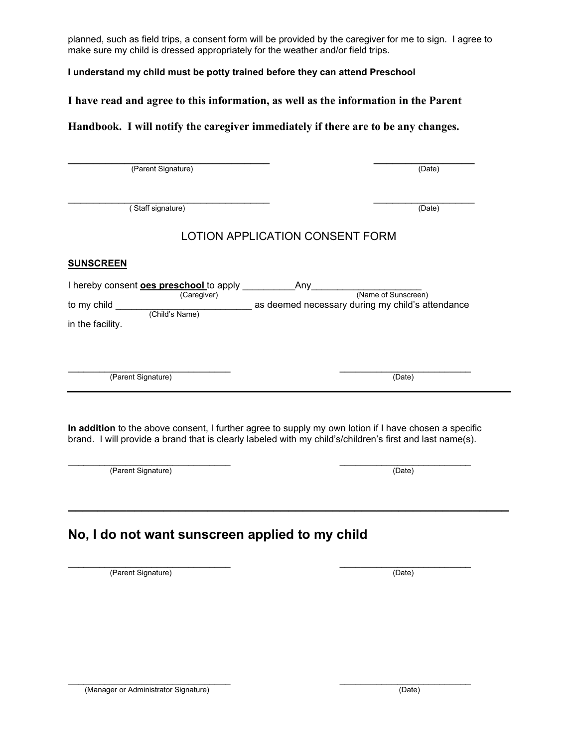planned, such as field trips, a consent form will be provided by the caregiver for me to sign. I agree to make sure my child is dressed appropriately for the weather and/or field trips.

**I understand my child must be potty trained before they can attend Preschool**

**I have read and agree to this information, as well as the information in the Parent Handbook. I will notify the caregiver immediately if there are to be any changes.**

______________________________________ (Parent Signature) ____________________ (Date)

______________________________________ ( Staff signature) ____________________ (Date)

LOTION APPLICATION CONSENT FORM

**SUNSCREEN**

I hereby consent **oes preschool** (Caregiver) to apply __________Any______________________ (Name of Sunscreen) to my child __________________________ (Child's Name) as deemed necessary during my child's attendance in the facility.

_________________________________ (Parent Signature) __________________________ (Date)

---

**In addition** to the above consent, I further agree to supply my own lotion if I have chosen a specific brand. I will provide a brand that is clearly labeled with my child's/children's first and last name(s).

_________________________________ (Parent Signature) __________________________ (Date)

---

## No, I do not want sunscreen applied to my child

_________________________________ (Parent Signature) __________________________ (Date)

_________________________________ (Manager or Administrator Signature) __________________________ (Date)